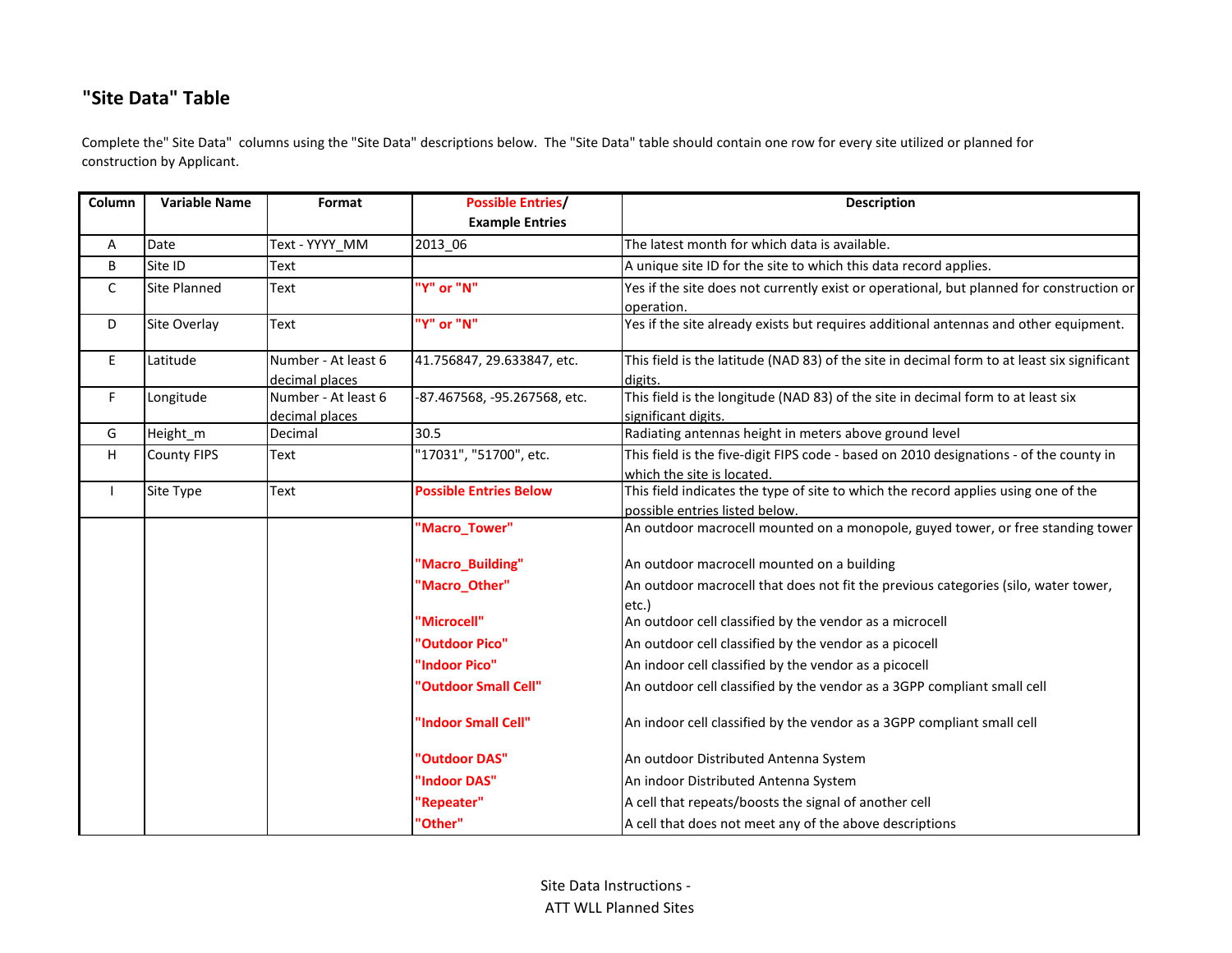## "Site Data" Table

Complete the" Site Data"  columns using the "Site Data" descriptions below.  The "Site Data" table should contain one row for every site utilized or planned for construction by Applicant.

| Column | Variable Name | Format | Possible Entries/ Example Entries | Description |
|---|---|---|---|---|
| A | Date | Text - YYYY_MM | 2013_06 | The latest month for which data is available. |
| B | Site ID | Text | | A unique site ID for the site to which this data record applies. |
| C | Site Planned | Text | **"Y" or "N"** | Yes if the site does not currently exist or operational, but planned for construction or operation. |
| D | Site Overlay | Text | **"Y" or "N"** | Yes if the site already exists but requires additional antennas and other equipment. |
| E | Latitude | Number - At least 6 decimal places | 41.756847, 29.633847, etc. | This field is the latitude (NAD 83) of the site in decimal form to at least six significant digits. |
| F | Longitude | Number - At least 6 decimal places | -87.467568, -95.267568, etc. | This field is the longitude (NAD 83) of the site in decimal form to at least six significant digits. |
| G | Height_m | Decimal | 30.5 | Radiating antennas height in meters above ground level |
| H | County FIPS | Text | "17031", "51700", etc. | This field is the five-digit FIPS code - based on 2010 designations - of the county in which the site is located. |
| I | Site Type | Text | **Possible Entries Below** | This field indicates the type of site to which the record applies using one of the possible entries listed below. |
| | | | **"Macro_Tower"** | An outdoor macrocell mounted on a monopole, guyed tower, or free standing tower |
| | | | **"Macro_Building"** | An outdoor macrocell mounted on a building |
| | | | **"Macro_Other"** | An outdoor macrocell that does not fit the previous categories (silo, water tower, etc.) |
| | | | **"Microcell"** | An outdoor cell classified by the vendor as a microcell |
| | | | **"Outdoor Pico"** | An outdoor cell classified by the vendor as a picocell |
| | | | **"Indoor Pico"** | An indoor cell classified by the vendor as a picocell |
| | | | **"Outdoor Small Cell"** | An outdoor cell classified by the vendor as a 3GPP compliant small cell |
| | | | **"Indoor Small Cell"** | An indoor cell classified by the vendor as a 3GPP compliant small cell |
| | | | **"Outdoor DAS"** | An outdoor Distributed Antenna System |
| | | | **"Indoor DAS"** | An indoor Distributed Antenna System |
| | | | **"Repeater"** | A cell that repeats/boosts the signal of another cell |
| | | | **"Other"** | A cell that does not meet any of the above descriptions |

Site Data Instructions -
ATT WLL Planned Sites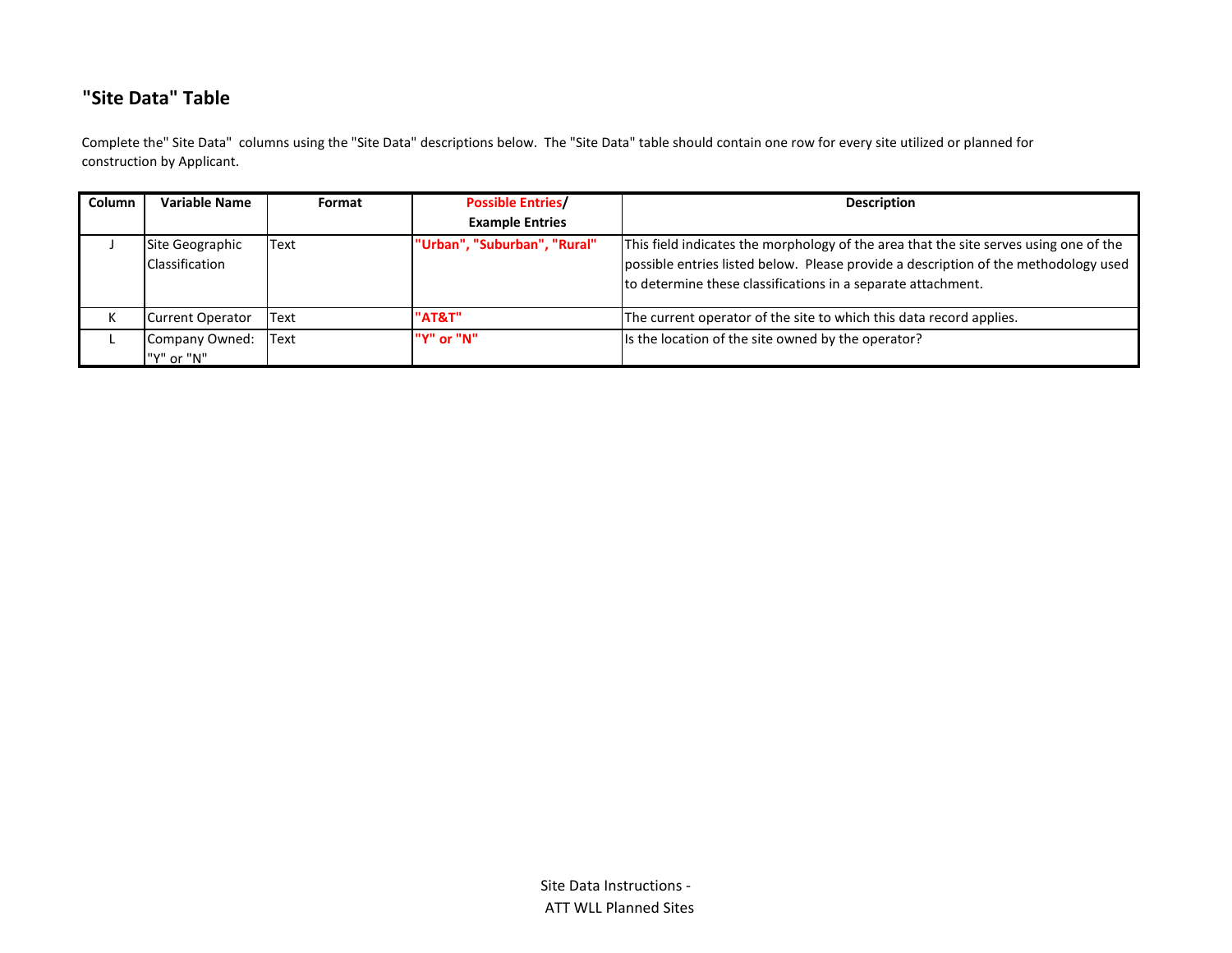## "Site Data" Table

Complete the" Site Data"  columns using the "Site Data" descriptions below.  The "Site Data" table should contain one row for every site utilized or planned for construction by Applicant.

| Column | Variable Name | Format | Possible Entries/ Example Entries | Description |
|---|---|---|---|---|
| J | Site Geographic Classification | Text | **"Urban", "Suburban", "Rural"** | This field indicates the morphology of the area that the site serves using one of the possible entries listed below.  Please provide a description of the methodology used to determine these classifications in a separate attachment. |
| K | Current Operator | Text | **"AT&T"** | The current operator of the site to which this data record applies. |
| L | Company Owned: "Y" or "N" | Text | **"Y" or "N"** | Is the location of the site owned by the operator? |

Site Data Instructions - ATT WLL Planned Sites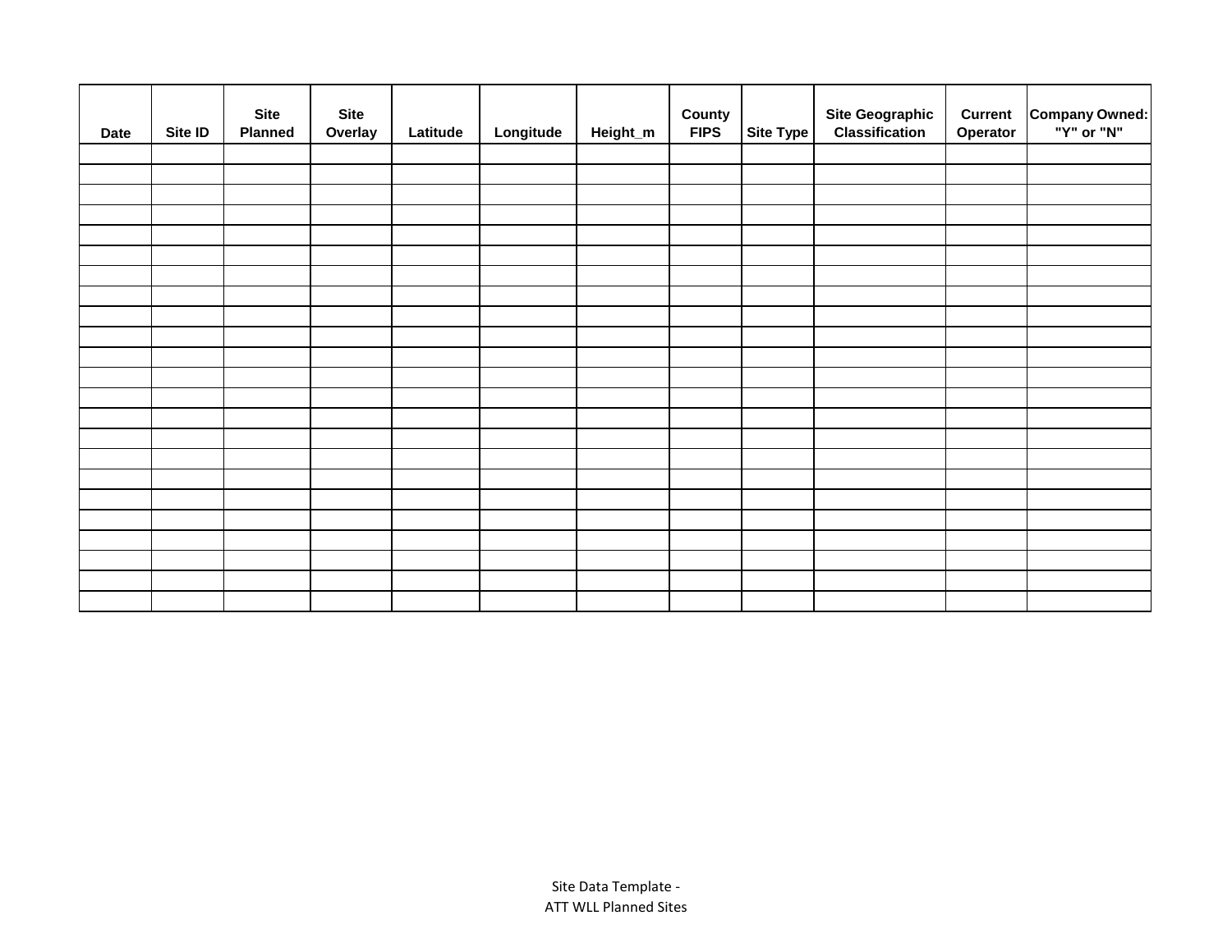| Date | Site ID | Site Planned | Site Overlay | Latitude | Longitude | Height_m | County FIPS | Site Type | Site Geographic Classification | Current Operator | Company Owned: "Y" or "N" |
|---|---|---|---|---|---|---|---|---|---|---|---|
| | | | | | | | | | | | |
| | | | | | | | | | | | |
| | | | | | | | | | | | |
| | | | | | | | | | | | |
| | | | | | | | | | | | |
| | | | | | | | | | | | |
| | | | | | | | | | | | |
| | | | | | | | | | | | |
| | | | | | | | | | | | |
| | | | | | | | | | | | |
| | | | | | | | | | | | |
| | | | | | | | | | | | |
| | | | | | | | | | | | |
| | | | | | | | | | | | |
| | | | | | | | | | | | |
| | | | | | | | | | | | |
| | | | | | | | | | | | |
| | | | | | | | | | | | |
| | | | | | | | | | | | |
| | | | | | | | | | | | |
| | | | | | | | | | | | |
| | | | | | | | | | | | |
| | | | | | | | | | | | |

Site Data Template -
ATT WLL Planned Sites